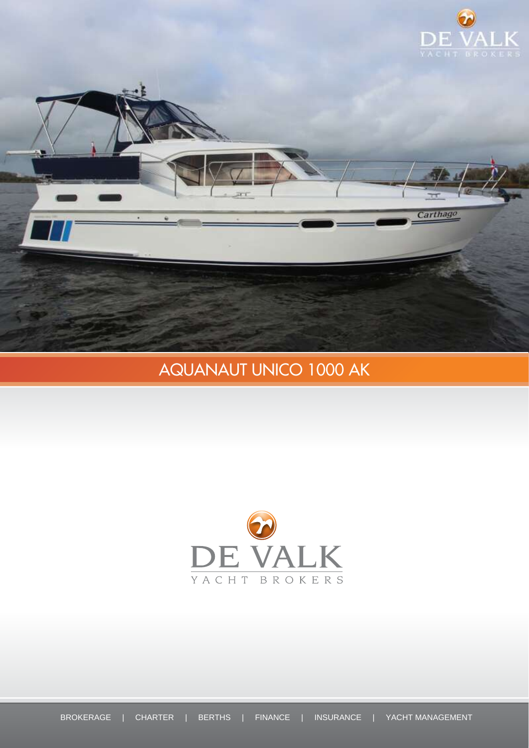DE VALK
YACHT BROKERS

# AQUANAUT UNICO 1000 AK

DE VALK
YACHT BROKERS

BROKERAGE | CHARTER | BERTHS | FINANCE | INSURANCE | YACHT MANAGEMENT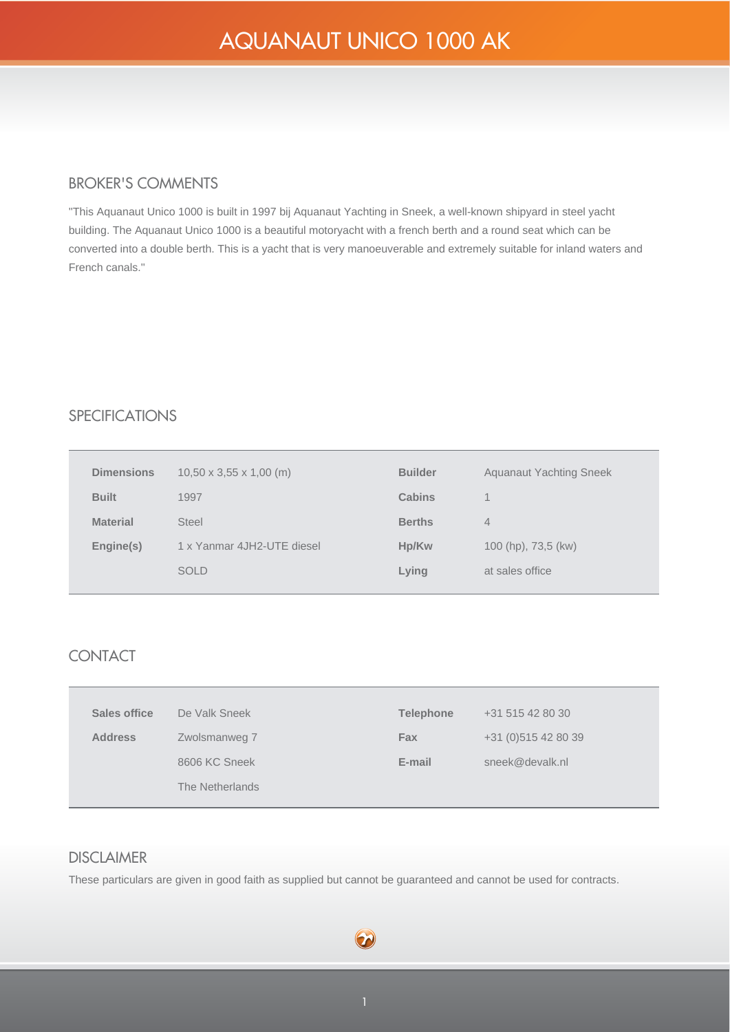# AQUANAUT UNICO 1000 AK

## BROKER'S COMMENTS

"This Aquanaut Unico 1000 is built in 1997 bij Aquanaut Yachting in Sneek, a well-known shipyard in steel yacht building. The Aquanaut Unico 1000 is a beautiful motoryacht with a french berth and a round seat which can be converted into a double berth. This is a yacht that is very manoeuverable and extremely suitable for inland waters and French canals."

## SPECIFICATIONS

| | | | |
|---|---|---|---|
| **Dimensions** | 10,50 x 3,55 x 1,00 (m) | **Builder** | Aquanaut Yachting Sneek |
| **Built** | 1997 | **Cabins** | 1 |
| **Material** | Steel | **Berths** | 4 |
| **Engine(s)** | 1 x Yanmar 4JH2-UTE diesel | **Hp/Kw** | 100 (hp), 73,5 (kw) |
| | SOLD | **Lying** | at sales office |

## CONTACT

| | | | |
|---|---|---|---|
| **Sales office** | De Valk Sneek | **Telephone** | +31 515 42 80 30 |
| **Address** | Zwolsmanweg 7 | **Fax** | +31 (0)515 42 80 39 |
| | 8606 KC Sneek | **E-mail** | sneek@devalk.nl |
| | The Netherlands | | |

## DISCLAIMER

These particulars are given in good faith as supplied but cannot be guaranteed and cannot be used for contracts.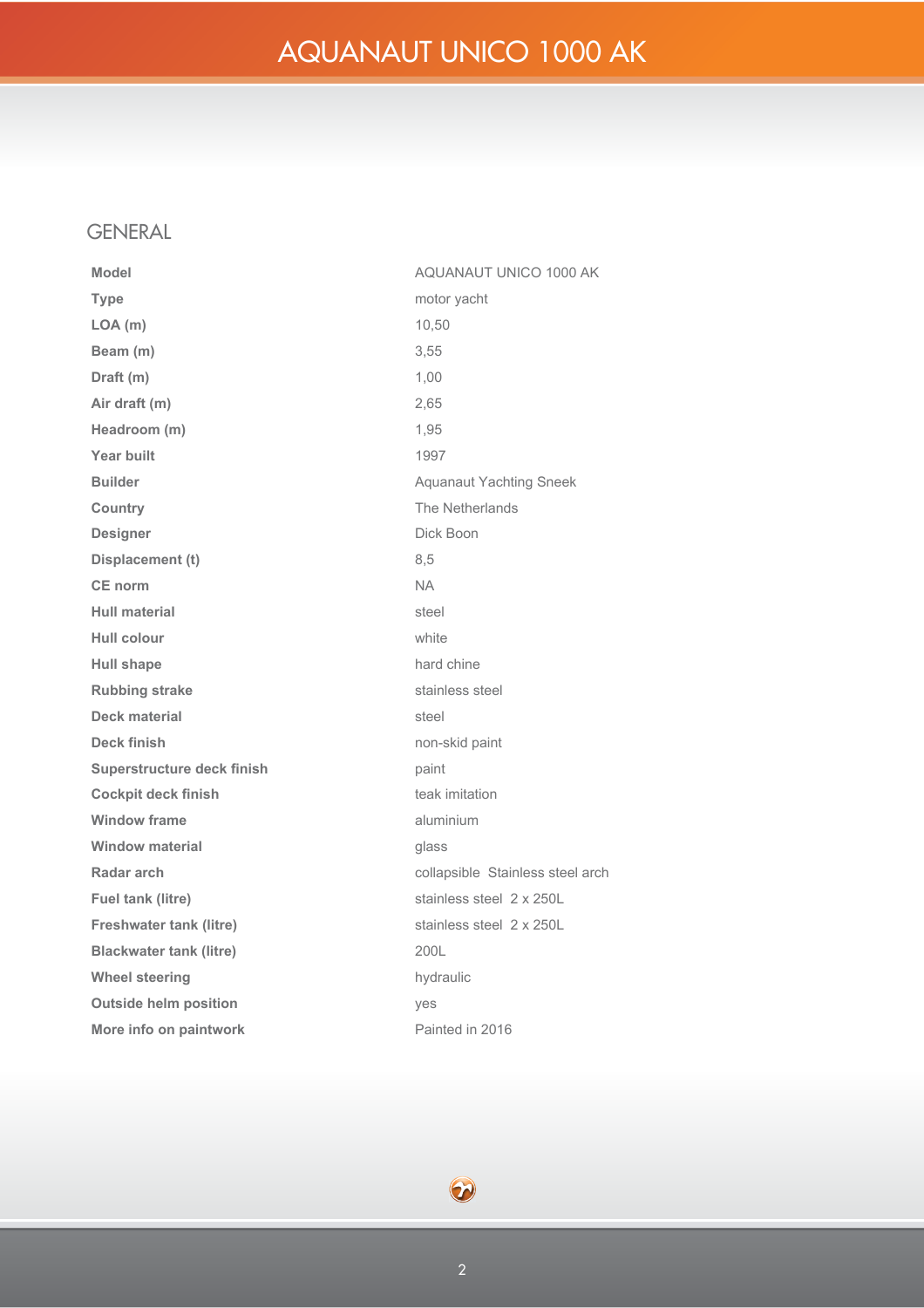# AQUANAUT UNICO 1000 AK

## GENERAL

| | |
|---|---|
| **Model** | AQUANAUT UNICO 1000 AK |
| **Type** | motor yacht |
| **LOA (m)** | 10,50 |
| **Beam (m)** | 3,55 |
| **Draft (m)** | 1,00 |
| **Air draft (m)** | 2,65 |
| **Headroom (m)** | 1,95 |
| **Year built** | 1997 |
| **Builder** | Aquanaut Yachting Sneek |
| **Country** | The Netherlands |
| **Designer** | Dick Boon |
| **Displacement (t)** | 8,5 |
| **CE norm** | NA |
| **Hull material** | steel |
| **Hull colour** | white |
| **Hull shape** | hard chine |
| **Rubbing strake** | stainless steel |
| **Deck material** | steel |
| **Deck finish** | non-skid paint |
| **Superstructure deck finish** | paint |
| **Cockpit deck finish** | teak imitation |
| **Window frame** | aluminium |
| **Window material** | glass |
| **Radar arch** | collapsible Stainless steel arch |
| **Fuel tank (litre)** | stainless steel 2 x 250L |
| **Freshwater tank (litre)** | stainless steel 2 x 250L |
| **Blackwater tank (litre)** | 200L |
| **Wheel steering** | hydraulic |
| **Outside helm position** | yes |
| **More info on paintwork** | Painted in 2016 |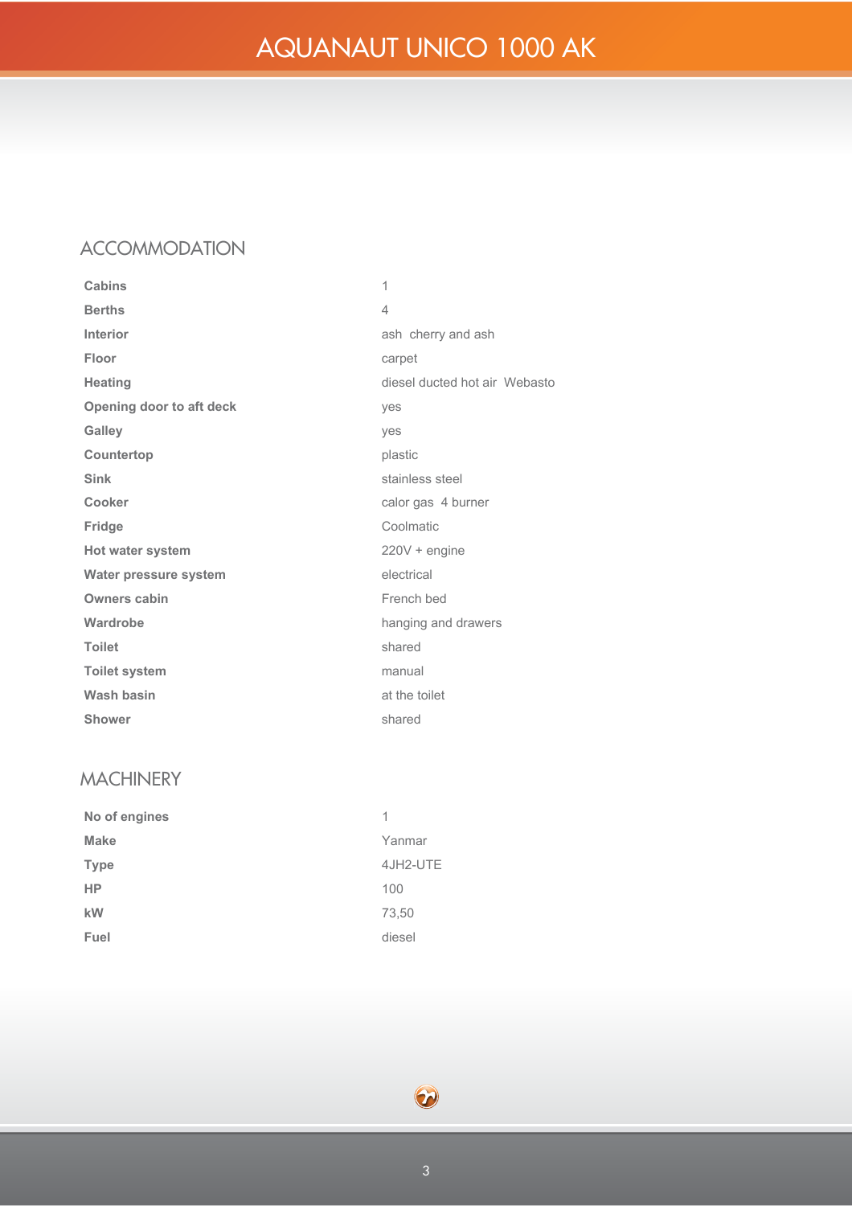# AQUANAUT UNICO 1000 AK

## ACCOMMODATION

| | |
|---|---|
| **Cabins** | 1 |
| **Berths** | 4 |
| **Interior** | ash  cherry and ash |
| **Floor** | carpet |
| **Heating** | diesel ducted hot air  Webasto |
| **Opening door to aft deck** | yes |
| **Galley** | yes |
| **Countertop** | plastic |
| **Sink** | stainless steel |
| **Cooker** | calor gas  4 burner |
| **Fridge** | Coolmatic |
| **Hot water system** | 220V + engine |
| **Water pressure system** | electrical |
| **Owners cabin** | French bed |
| **Wardrobe** | hanging and drawers |
| **Toilet** | shared |
| **Toilet system** | manual |
| **Wash basin** | at the toilet |
| **Shower** | shared |

## MACHINERY

| | |
|---|---|
| **No of engines** | 1 |
| **Make** | Yanmar |
| **Type** | 4JH2-UTE |
| **HP** | 100 |
| **kW** | 73,50 |
| **Fuel** | diesel |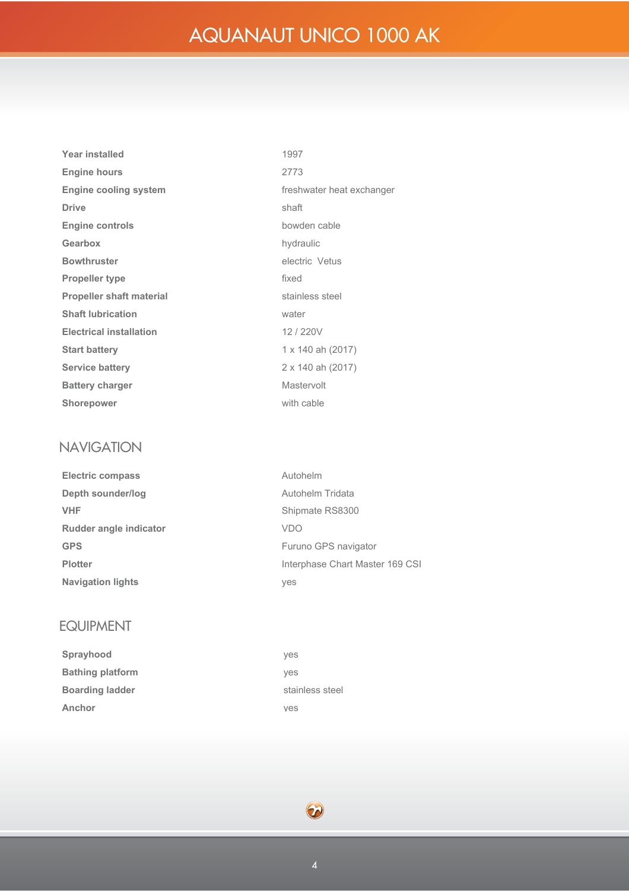| | |
|---|---|
| **Year installed** | 1997 |
| **Engine hours** | 2773 |
| **Engine cooling system** | freshwater heat exchanger |
| **Drive** | shaft |
| **Engine controls** | bowden cable |
| **Gearbox** | hydraulic |
| **Bowthruster** | electric Vetus |
| **Propeller type** | fixed |
| **Propeller shaft material** | stainless steel |
| **Shaft lubrication** | water |
| **Electrical installation** | 12 / 220V |
| **Start battery** | 1 x 140 ah (2017) |
| **Service battery** | 2 x 140 ah (2017) |
| **Battery charger** | Mastervolt |
| **Shorepower** | with cable |

## NAVIGATION

| | |
|---|---|
| **Electric compass** | Autohelm |
| **Depth sounder/log** | Autohelm Tridata |
| **VHF** | Shipmate RS8300 |
| **Rudder angle indicator** | VDO |
| **GPS** | Furuno GPS navigator |
| **Plotter** | Interphase Chart Master 169 CSI |
| **Navigation lights** | yes |

## EQUIPMENT

| | |
|---|---|
| **Sprayhood** | yes |
| **Bathing platform** | yes |
| **Boarding ladder** | stainless steel |
| **Anchor** | yes |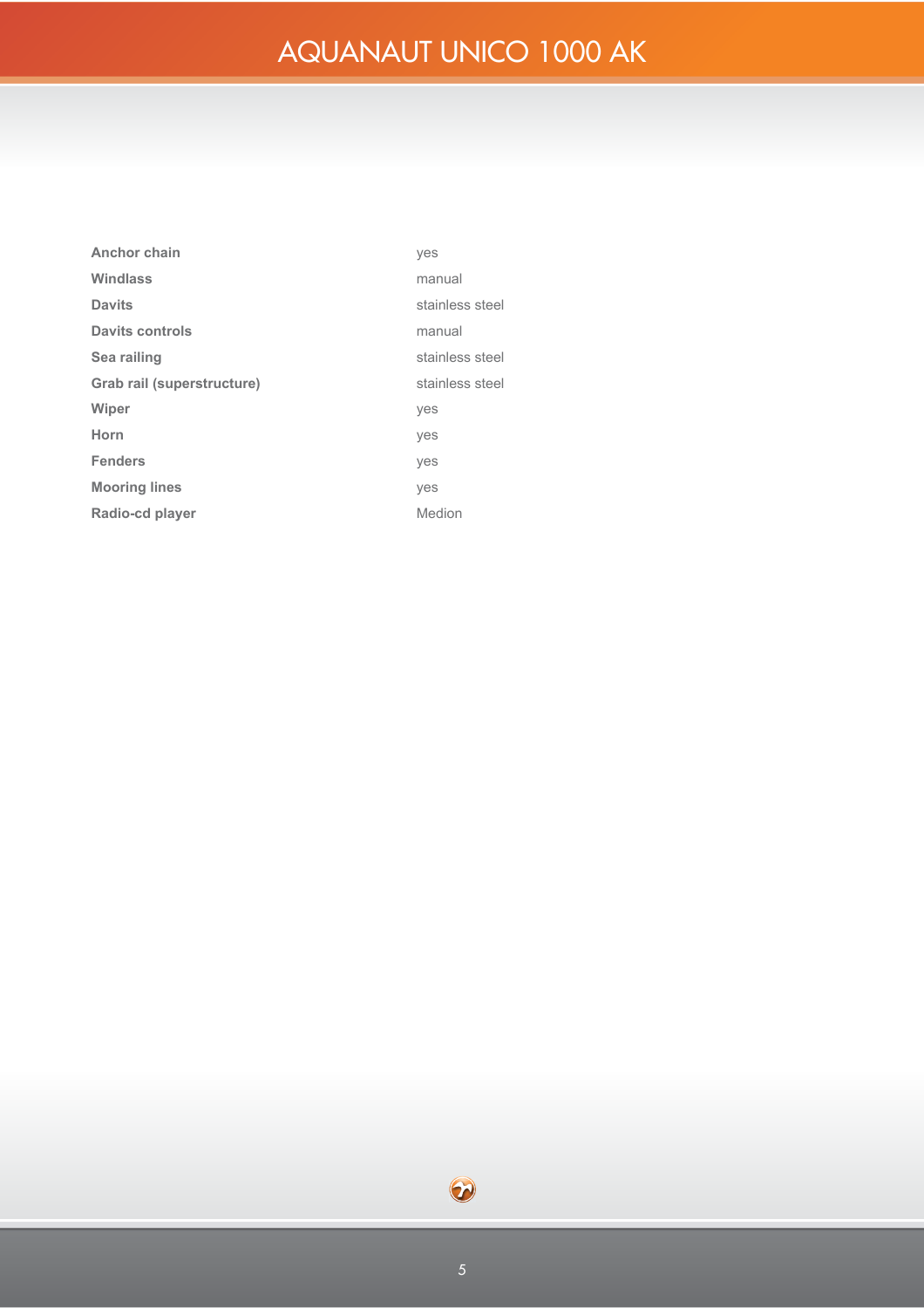| | |
|---|---|
| **Anchor chain** | yes |
| **Windlass** | manual |
| **Davits** | stainless steel |
| **Davits controls** | manual |
| **Sea railing** | stainless steel |
| **Grab rail (superstructure)** | stainless steel |
| **Wiper** | yes |
| **Horn** | yes |
| **Fenders** | yes |
| **Mooring lines** | yes |
| **Radio-cd player** | Medion |